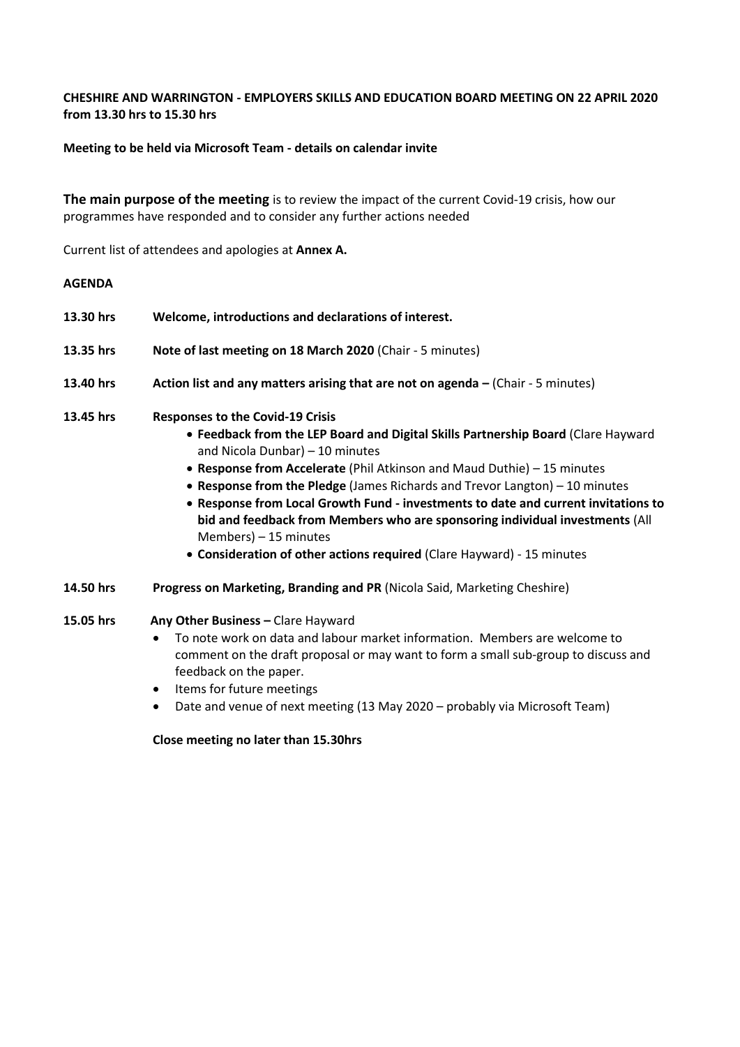**CHESHIRE AND WARRINGTON - EMPLOYERS SKILLS AND EDUCATION BOARD MEETING ON 22 APRIL 2020 from 13.30 hrs to 15.30 hrs**

**Meeting to be held via Microsoft Team - details on calendar invite**

**The main purpose of the meeting** is to review the impact of the current Covid-19 crisis, how our programmes have responded and to consider any further actions needed

Current list of attendees and apologies at **Annex A.**

**AGENDA**

**13.30 hrs** **Welcome, introductions and declarations of interest.**

**13.35 hrs** **Note of last meeting on 18 March 2020** (Chair - 5 minutes)

**13.40 hrs** **Action list and any matters arising that are not on agenda –** (Chair - 5 minutes)

**13.45 hrs** **Responses to the Covid-19 Crisis**

- **Feedback from the LEP Board and Digital Skills Partnership Board** (Clare Hayward and Nicola Dunbar) – 10 minutes
- **Response from Accelerate** (Phil Atkinson and Maud Duthie) – 15 minutes
- **Response from the Pledge** (James Richards and Trevor Langton) – 10 minutes
- **Response from Local Growth Fund - investments to date and current invitations to bid and feedback from Members who are sponsoring individual investments** (All Members) – 15 minutes
- **Consideration of other actions required** (Clare Hayward) - 15 minutes

**14.50 hrs** **Progress on Marketing, Branding and PR** (Nicola Said, Marketing Cheshire)

**15.05 hrs** **Any Other Business –** Clare Hayward

- To note work on data and labour market information. Members are welcome to comment on the draft proposal or may want to form a small sub-group to discuss and feedback on the paper.
- Items for future meetings
- Date and venue of next meeting (13 May 2020 – probably via Microsoft Team)

**Close meeting no later than 15.30hrs**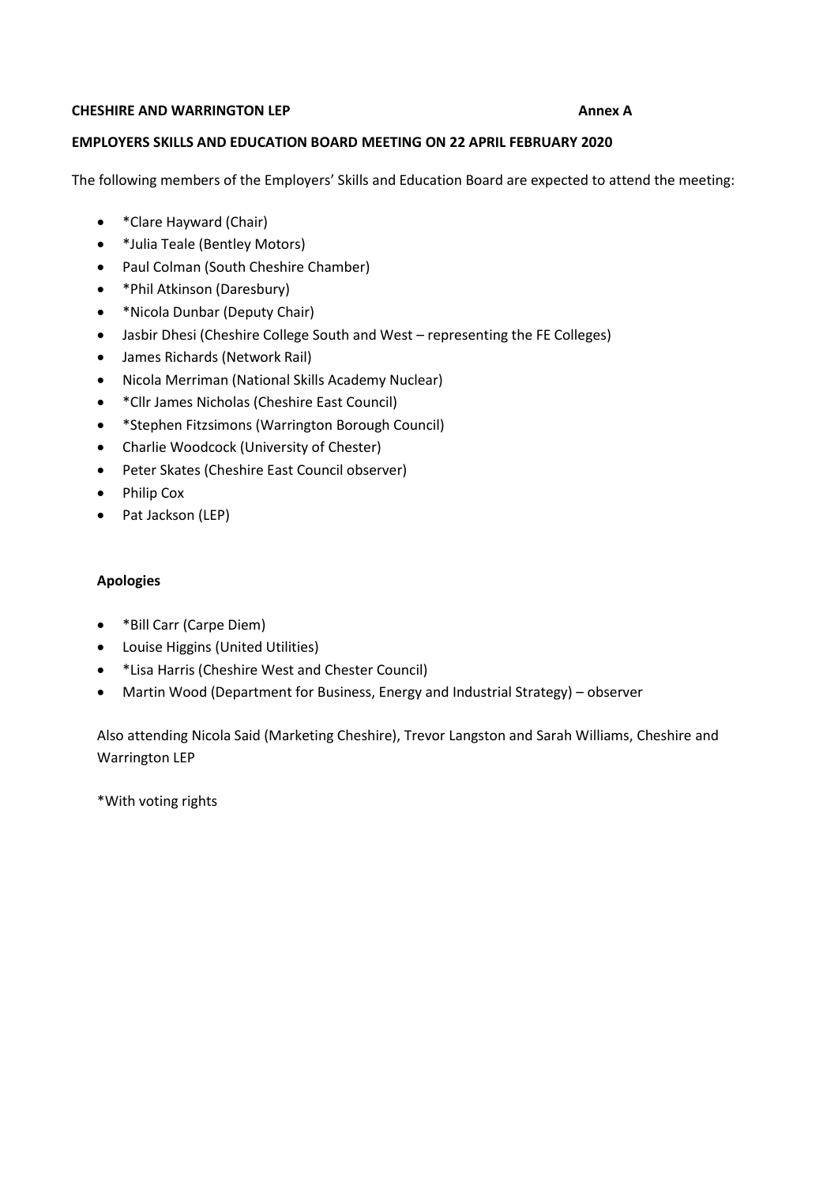**CHESHIRE AND WARRINGTON LEP** **Annex A**

**EMPLOYERS SKILLS AND EDUCATION BOARD MEETING ON 22 APRIL FEBRUARY 2020**

The following members of the Employers' Skills and Education Board are expected to attend the meeting:

- *Clare Hayward (Chair)
- *Julia Teale (Bentley Motors)
- Paul Colman (South Cheshire Chamber)
- *Phil Atkinson (Daresbury)
- *Nicola Dunbar (Deputy Chair)
- Jasbir Dhesi (Cheshire College South and West – representing the FE Colleges)
- James Richards (Network Rail)
- Nicola Merriman (National Skills Academy Nuclear)
- *Cllr James Nicholas (Cheshire East Council)
- *Stephen Fitzsimons (Warrington Borough Council)
- Charlie Woodcock (University of Chester)
- Peter Skates (Cheshire East Council observer)
- Philip Cox
- Pat Jackson (LEP)

**Apologies**

- *Bill Carr (Carpe Diem)
- Louise Higgins (United Utilities)
- *Lisa Harris (Cheshire West and Chester Council)
- Martin Wood (Department for Business, Energy and Industrial Strategy) – observer

Also attending Nicola Said (Marketing Cheshire), Trevor Langston and Sarah Williams, Cheshire and Warrington LEP

*With voting rights